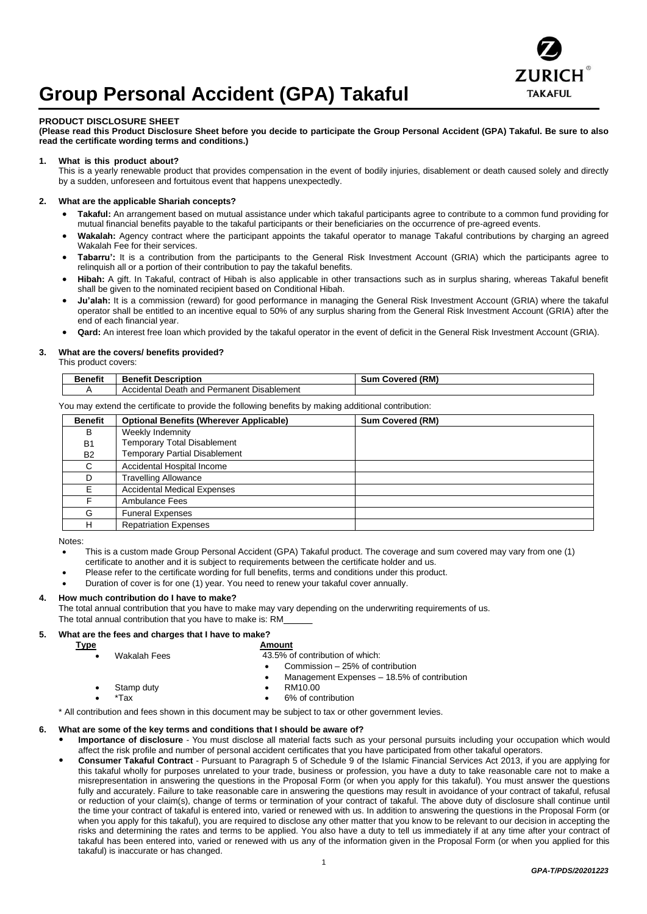# Group Personal Accident (GPA) Takaful

**PRODUCT DISCLOSURE SHEET**

**(Please read this Product Disclosure Sheet before you decide to participate the Group Personal Accident (GPA) Takaful. Be sure to also read the certificate wording terms and conditions.)**

**1. What is this product about?**

This is a yearly renewable product that provides compensation in the event of bodily injuries, disablement or death caused solely and directly by a sudden, unforeseen and fortuitous event that happens unexpectedly.

**2. What are the applicable Shariah concepts?**

- **Takaful:** An arrangement based on mutual assistance under which takaful participants agree to contribute to a common fund providing for mutual financial benefits payable to the takaful participants or their beneficiaries on the occurrence of pre-agreed events.
- **Wakalah:** Agency contract where the participant appoints the takaful operator to manage Takaful contributions by charging an agreed Wakalah Fee for their services.
- **Tabarru':** It is a contribution from the participants to the General Risk Investment Account (GRIA) which the participants agree to relinquish all or a portion of their contribution to pay the takaful benefits.
- **Hibah:** A gift. In Takaful, contract of Hibah is also applicable in other transactions such as in surplus sharing, whereas Takaful benefit shall be given to the nominated recipient based on Conditional Hibah.
- **Ju'alah:** It is a commission (reward) for good performance in managing the General Risk Investment Account (GRIA) where the takaful operator shall be entitled to an incentive equal to 50% of any surplus sharing from the General Risk Investment Account (GRIA) after the end of each financial year.
- **Qard:** An interest free loan which provided by the takaful operator in the event of deficit in the General Risk Investment Account (GRIA).

**3. What are the covers/ benefits provided?**

This product covers:

| Benefit | Benefit Description | Sum Covered (RM) |
|---|---|---|
| A | Accidental Death and Permanent Disablement | |

You may extend the certificate to provide the following benefits by making additional contribution:

| Benefit | Optional Benefits (Wherever Applicable) | Sum Covered (RM) |
|---|---|---|
| B | Weekly Indemnity | |
| B1 | Temporary Total Disablement | |
| B2 | Temporary Partial Disablement | |
| C | Accidental Hospital Income | |
| D | Travelling Allowance | |
| E | Accidental Medical Expenses | |
| F | Ambulance Fees | |
| G | Funeral Expenses | |
| H | Repatriation Expenses | |

Notes:

- This is a custom made Group Personal Accident (GPA) Takaful product. The coverage and sum covered may vary from one (1) certificate to another and it is subject to requirements between the certificate holder and us.
- Please refer to the certificate wording for full benefits, terms and conditions under this product.
- Duration of cover is for one (1) year. You need to renew your takaful cover annually.

**4. How much contribution do I have to make?**

The total annual contribution that you have to make may vary depending on the underwriting requirements of us.
The total annual contribution that you have to make is: RM______

**5. What are the fees and charges that I have to make?**

| Type | Amount |
|---|---|
| Wakalah Fees | 43.5% of contribution of which: <br> • Commission – 25% of contribution <br> • Management Expenses – 18.5% of contribution |
| Stamp duty | RM10.00 |
| *Tax | 6% of contribution |

\* All contribution and fees shown in this document may be subject to tax or other government levies.

**6. What are some of the key terms and conditions that I should be aware of?**

- **Importance of disclosure** - You must disclose all material facts such as your personal pursuits including your occupation which would affect the risk profile and number of personal accident certificates that you have participated from other takaful operators.
- **Consumer Takaful Contract** - Pursuant to Paragraph 5 of Schedule 9 of the Islamic Financial Services Act 2013, if you are applying for this takaful wholly for purposes unrelated to your trade, business or profession, you have a duty to take reasonable care not to make a misrepresentation in answering the questions in the Proposal Form (or when you apply for this takaful). You must answer the questions fully and accurately. Failure to take reasonable care in answering the questions may result in avoidance of your contract of takaful, refusal or reduction of your claim(s), change of terms or termination of your contract of takaful. The above duty of disclosure shall continue until the time your contract of takaful is entered into, varied or renewed with us. In addition to answering the questions in the Proposal Form (or when you apply for this takaful), you are required to disclose any other matter that you know to be relevant to our decision in accepting the risks and determining the rates and terms to be applied. You also have a duty to tell us immediately if at any time after your contract of takaful has been entered into, varied or renewed with us any of the information given in the Proposal Form (or when you applied for this takaful) is inaccurate or has changed.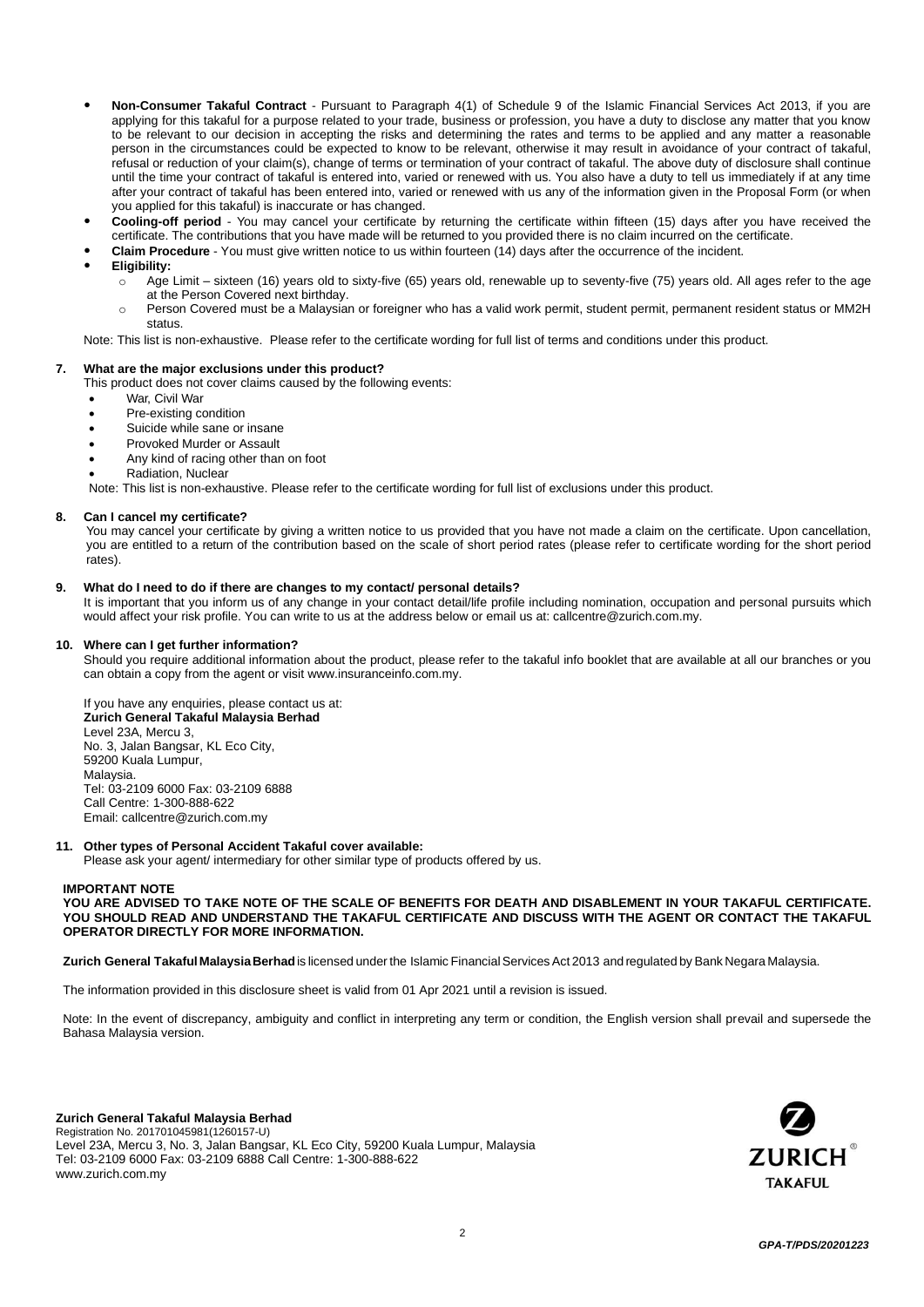- **Non-Consumer Takaful Contract** - Pursuant to Paragraph 4(1) of Schedule 9 of the Islamic Financial Services Act 2013, if you are applying for this takaful for a purpose related to your trade, business or profession, you have a duty to disclose any matter that you know to be relevant to our decision in accepting the risks and determining the rates and terms to be applied and any matter a reasonable person in the circumstances could be expected to know to be relevant, otherwise it may result in avoidance of your contract of takaful, refusal or reduction of your claim(s), change of terms or termination of your contract of takaful. The above duty of disclosure shall continue until the time your contract of takaful is entered into, varied or renewed with us. You also have a duty to tell us immediately if at any time after your contract of takaful has been entered into, varied or renewed with us any of the information given in the Proposal Form (or when you applied for this takaful) is inaccurate or has changed.
- **Cooling-off period** - You may cancel your certificate by returning the certificate within fifteen (15) days after you have received the certificate. The contributions that you have made will be returned to you provided there is no claim incurred on the certificate.
- **Claim Procedure** - You must give written notice to us within fourteen (14) days after the occurrence of the incident.
- **Eligibility:**
  - Age Limit – sixteen (16) years old to sixty-five (65) years old, renewable up to seventy-five (75) years old. All ages refer to the age at the Person Covered next birthday.
  - Person Covered must be a Malaysian or foreigner who has a valid work permit, student permit, permanent resident status or MM2H status.

Note: This list is non-exhaustive. Please refer to the certificate wording for full list of terms and conditions under this product.

**7. What are the major exclusions under this product?**

This product does not cover claims caused by the following events:

- War, Civil War
- Pre-existing condition
- Suicide while sane or insane
- Provoked Murder or Assault
- Any kind of racing other than on foot
- Radiation, Nuclear

Note: This list is non-exhaustive. Please refer to the certificate wording for full list of exclusions under this product.

**8. Can I cancel my certificate?**

You may cancel your certificate by giving a written notice to us provided that you have not made a claim on the certificate. Upon cancellation, you are entitled to a return of the contribution based on the scale of short period rates (please refer to certificate wording for the short period rates).

**9. What do I need to do if there are changes to my contact/ personal details?**

It is important that you inform us of any change in your contact detail/life profile including nomination, occupation and personal pursuits which would affect your risk profile. You can write to us at the address below or email us at: callcentre@zurich.com.my.

**10. Where can I get further information?**

Should you require additional information about the product, please refer to the takaful info booklet that are available at all our branches or you can obtain a copy from the agent or visit www.insuranceinfo.com.my.

If you have any enquiries, please contact us at:
**Zurich General Takaful Malaysia Berhad**
Level 23A, Mercu 3,
No. 3, Jalan Bangsar, KL Eco City,
59200 Kuala Lumpur,
Malaysia.
Tel: 03-2109 6000 Fax: 03-2109 6888
Call Centre: 1-300-888-622
Email: callcentre@zurich.com.my

**11. Other types of Personal Accident Takaful cover available:**

Please ask your agent/ intermediary for other similar type of products offered by us.

**IMPORTANT NOTE**
**YOU ARE ADVISED TO TAKE NOTE OF THE SCALE OF BENEFITS FOR DEATH AND DISABLEMENT IN YOUR TAKAFUL CERTIFICATE. YOU SHOULD READ AND UNDERSTAND THE TAKAFUL CERTIFICATE AND DISCUSS WITH THE AGENT OR CONTACT THE TAKAFUL OPERATOR DIRECTLY FOR MORE INFORMATION.**

**Zurich General Takaful Malaysia Berhad** is licensed under the Islamic Financial Services Act 2013 and regulated by Bank Negara Malaysia.

The information provided in this disclosure sheet is valid from 01 Apr 2021 until a revision is issued.

Note: In the event of discrepancy, ambiguity and conflict in interpreting any term or condition, the English version shall prevail and supersede the Bahasa Malaysia version.

**Zurich General Takaful Malaysia Berhad**
Registration No. 201701045981(1260157-U)
Level 23A, Mercu 3, No. 3, Jalan Bangsar, KL Eco City, 59200 Kuala Lumpur, Malaysia
Tel: 03-2109 6000 Fax: 03-2109 6888 Call Centre: 1-300-888-622
www.zurich.com.my

*GPA-T/PDS/20201223*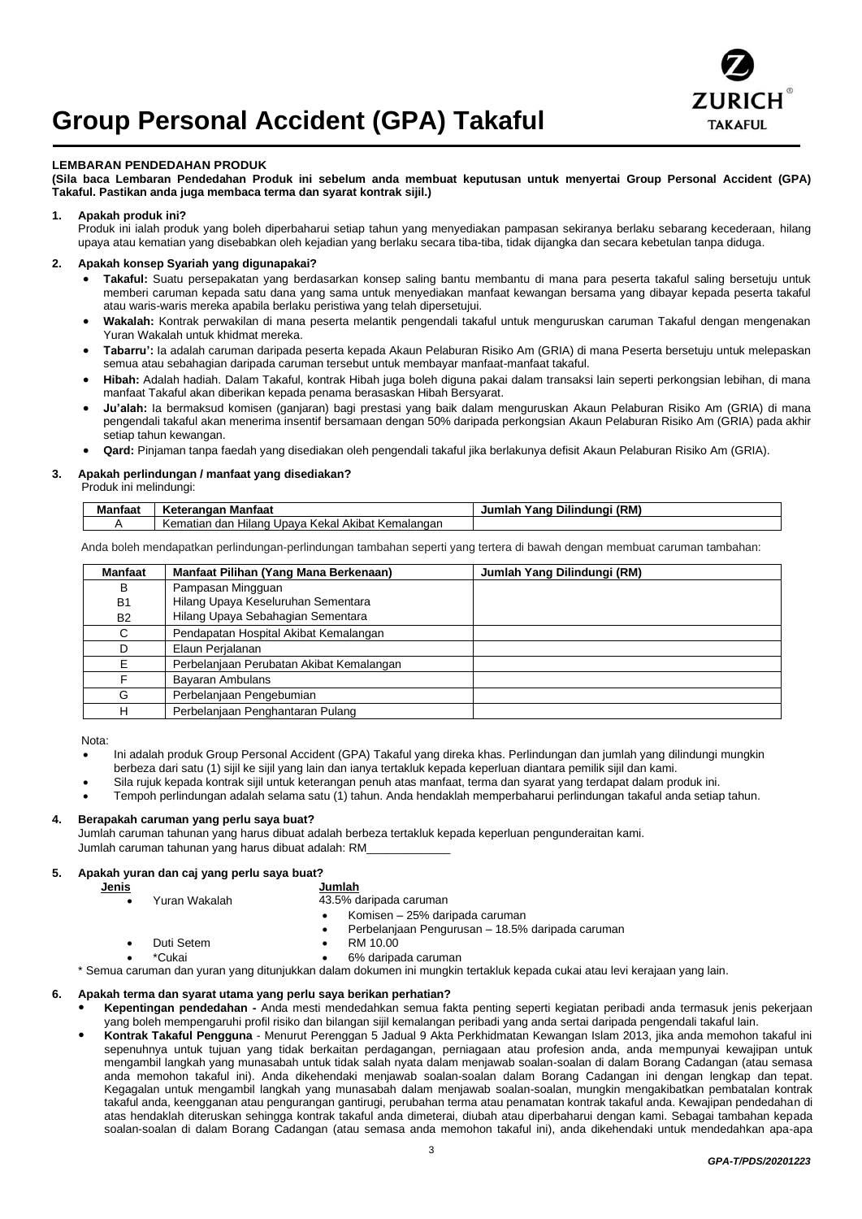# Group Personal Accident (GPA) Takaful

**LEMBARAN PENDEDAHAN PRODUK**

**(Sila baca Lembaran Pendedahan Produk ini sebelum anda membuat keputusan untuk menyertai Group Personal Accident (GPA) Takaful. Pastikan anda juga membaca terma dan syarat kontrak sijil.)**

**1. Apakah produk ini?**

Produk ini ialah produk yang boleh diperbaharui setiap tahun yang menyediakan pampasan sekiranya berlaku sebarang kecederaan, hilang upaya atau kematian yang disebabkan oleh kejadian yang berlaku secara tiba-tiba, tidak dijangka dan secara kebetulan tanpa diduga.

**2. Apakah konsep Syariah yang digunapakai?**

- **Takaful:** Suatu persepakatan yang berdasarkan konsep saling bantu membantu di mana para peserta takaful saling bersetuju untuk memberi caruman kepada satu dana yang sama untuk menyediakan manfaat kewangan bersama yang dibayar kepada peserta takaful atau waris-waris mereka apabila berlaku peristiwa yang telah dipersetujui.
- **Wakalah:** Kontrak perwakilan di mana peserta melantik pengendali takaful untuk menguruskan caruman Takaful dengan mengenakan Yuran Wakalah untuk khidmat mereka.
- **Tabarru':** Ia adalah caruman daripada peserta kepada Akaun Pelaburan Risiko Am (GRIA) di mana Peserta bersetuju untuk melepaskan semua atau sebahagian daripada caruman tersebut untuk membayar manfaat-manfaat takaful.
- **Hibah:** Adalah hadiah. Dalam Takaful, kontrak Hibah juga boleh diguna pakai dalam transaksi lain seperti perkongsian lebihan, di mana manfaat Takaful akan diberikan kepada penama berasaskan Hibah Bersyarat.
- **Ju'alah:** Ia bermaksud komisen (ganjaran) bagi prestasi yang baik dalam menguruskan Akaun Pelaburan Risiko Am (GRIA) di mana pengendali takaful akan menerima insentif bersamaan dengan 50% daripada perkongsian Akaun Pelaburan Risiko Am (GRIA) pada akhir setiap tahun kewangan.
- **Qard:** Pinjaman tanpa faedah yang disediakan oleh pengendali takaful jika berlakunya defisit Akaun Pelaburan Risiko Am (GRIA).

**3. Apakah perlindungan / manfaat yang disediakan?**

Produk ini melindungi:

| Manfaat | Keterangan Manfaat | Jumlah Yang Dilindungi (RM) |
|---|---|---|
| A | Kematian dan Hilang Upaya Kekal Akibat Kemalangan | |

Anda boleh mendapatkan perlindungan-perlindungan tambahan seperti yang tertera di bawah dengan membuat caruman tambahan:

| Manfaat | Manfaat Pilihan (Yang Mana Berkenaan) | Jumlah Yang Dilindungi (RM) |
|---|---|---|
| B<br>B1<br>B2 | Pampasan Mingguan<br>Hilang Upaya Keseluruhan Sementara<br>Hilang Upaya Sebahagian Sementara | |
| C | Pendapatan Hospital Akibat Kemalangan | |
| D | Elaun Perjalanan | |
| E | Perbelanjaan Perubatan Akibat Kemalangan | |
| F | Bayaran Ambulans | |
| G | Perbelanjaan Pengebumian | |
| H | Perbelanjaan Penghantaran Pulang | |

Nota:

- Ini adalah produk Group Personal Accident (GPA) Takaful yang direka khas. Perlindungan dan jumlah yang dilindungi mungkin berbeza dari satu (1) sijil ke sijil yang lain dan ianya tertakluk kepada keperluan diantara pemilik sijil dan kami.
- Sila rujuk kepada kontrak sijil untuk keterangan penuh atas manfaat, terma dan syarat yang terdapat dalam produk ini.
- Tempoh perlindungan adalah selama satu (1) tahun. Anda hendaklah memperbaharui perlindungan takaful anda setiap tahun.

**4. Berapakah caruman yang perlu saya buat?**

Jumlah caruman tahunan yang harus dibuat adalah berbeza tertakluk kepada keperluan pengunderaitan kami.
Jumlah caruman tahunan yang harus dibuat adalah: RM_____________

**5. Apakah yuran dan caj yang perlu saya buat?**

| **Jenis** | **Jumlah** |
|---|---|
| • Yuran Wakalah | 43.5% daripada caruman<br>• Komisen – 25% daripada caruman<br>• Perbelanjaan Pengurusan – 18.5% daripada caruman |
| • Duti Setem | • RM 10.00 |
| • *Cukai | • 6% daripada caruman |

* Semua caruman dan yuran yang ditunjukkan dalam dokumen ini mungkin tertakluk kepada cukai atau levi kerajaan yang lain.

**6. Apakah terma dan syarat utama yang perlu saya berikan perhatian?**

- **Kepentingan pendedahan -** Anda mesti mendedahkan semua fakta penting seperti kegiatan peribadi anda termasuk jenis pekerjaan yang boleh mempengaruhi profil risiko dan bilangan sijil kemalangan peribadi yang anda sertai daripada pengendali takaful lain.
- **Kontrak Takaful Pengguna** - Menurut Perenggan 5 Jadual 9 Akta Perkhidmatan Kewangan Islam 2013, jika anda memohon takaful ini sepenuhnya untuk tujuan yang tidak berkaitan perdagangan, perniagaan atau profesion anda, anda mempunyai kewajipan untuk mengambil langkah yang munasabah untuk tidak salah nyata dalam menjawab soalan-soalan di dalam Borang Cadangan (atau semasa anda memohon takaful ini). Anda dikehendaki menjawab soalan-soalan dalam Borang Cadangan ini dengan lengkap dan tepat. Kegagalan untuk mengambil langkah yang munasabah dalam menjawab soalan-soalan, mungkin mengakibatkan pembatalan kontrak takaful anda, keengganan atau pengurangan gantirugi, perubahan terma atau penamatan kontrak takaful anda. Kewajipan pendedahan di atas hendaklah diteruskan sehingga kontrak takaful anda dimeterai, diubah atau diperbaharui dengan kami. Sebagai tambahan kepada soalan-soalan di dalam Borang Cadangan (atau semasa anda memohon takaful ini), anda dikehendaki untuk mendedahkan apa-apa

GPA-T/PDS/20201223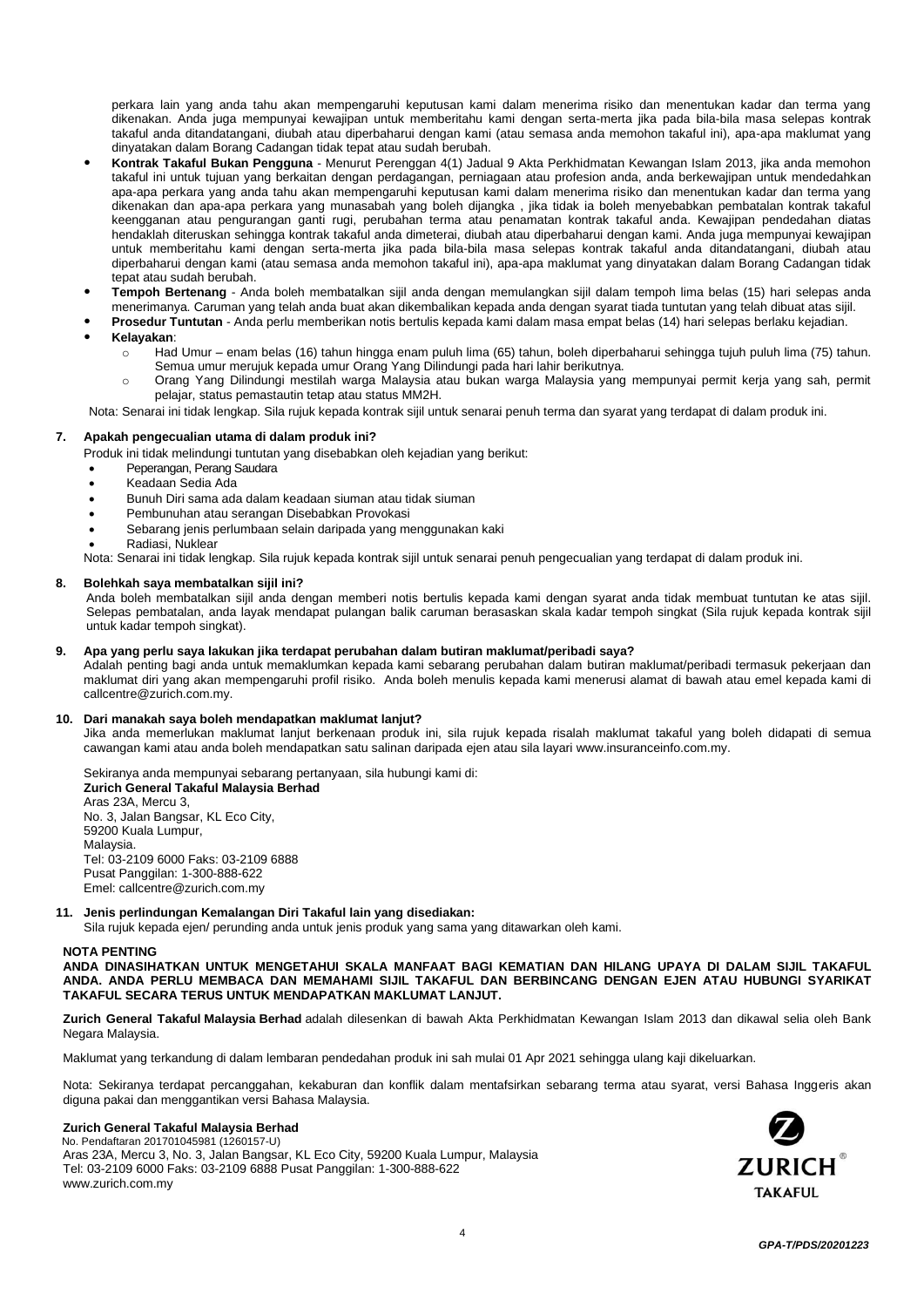perkara lain yang anda tahu akan mempengaruhi keputusan kami dalam menerima risiko dan menentukan kadar dan terma yang dikenakan. Anda juga mempunyai kewajipan untuk memberitahu kami dengan serta-merta jika pada bila-bila masa selepas kontrak takaful anda ditandatangani, diubah atau diperbaharui dengan kami (atau semasa anda memohon takaful ini), apa-apa maklumat yang dinyatakan dalam Borang Cadangan tidak tepat atau sudah berubah.

- **Kontrak Takaful Bukan Pengguna** - Menurut Perenggan 4(1) Jadual 9 Akta Perkhidmatan Kewangan Islam 2013, jika anda memohon takaful ini untuk tujuan yang berkaitan dengan perdagangan, perniagaan atau profesion anda, anda berkewajipan untuk mendedahkan apa-apa perkara yang anda tahu akan mempengaruhi keputusan kami dalam menerima risiko dan menentukan kadar dan terma yang dikenakan dan apa-apa perkara yang munasabah yang boleh dijangka , jika tidak ia boleh menyebabkan pembatalan kontrak takaful keengganan atau pengurangan ganti rugi, perubahan terma atau penamatan kontrak takaful anda. Kewajipan pendedahan diatas hendaklah diteruskan sehingga kontrak takaful anda dimeterai, diubah atau diperbaharui dengan kami. Anda juga mempunyai kewajipan untuk memberitahu kami dengan serta-merta jika pada bila-bila masa selepas kontrak takaful anda ditandatangani, diubah atau diperbaharui dengan kami (atau semasa anda memohon takaful ini), apa-apa maklumat yang dinyatakan dalam Borang Cadangan tidak tepat atau sudah berubah.
- **Tempoh Bertenang** - Anda boleh membatalkan sijil anda dengan memulangkan sijil dalam tempoh lima belas (15) hari selepas anda menerimanya. Caruman yang telah anda buat akan dikembalikan kepada anda dengan syarat tiada tuntutan yang telah dibuat atas sijil.
- **Prosedur Tuntutan** - Anda perlu memberikan notis bertulis kepada kami dalam masa empat belas (14) hari selepas berlaku kejadian.
- **Kelayakan**:
  - Had Umur – enam belas (16) tahun hingga enam puluh lima (65) tahun, boleh diperbaharui sehingga tujuh puluh lima (75) tahun. Semua umur merujuk kepada umur Orang Yang Dilindungi pada hari lahir berikutnya.
  - Orang Yang Dilindungi mestilah warga Malaysia atau bukan warga Malaysia yang mempunyai permit kerja yang sah, permit pelajar, status pemastautin tetap atau status MM2H.

Nota: Senarai ini tidak lengkap. Sila rujuk kepada kontrak sijil untuk senarai penuh terma dan syarat yang terdapat di dalam produk ini.

**7. Apakah pengecualian utama di dalam produk ini?**

Produk ini tidak melindungi tuntutan yang disebabkan oleh kejadian yang berikut:

- Peperangan, Perang Saudara
- Keadaan Sedia Ada
- Bunuh Diri sama ada dalam keadaan siuman atau tidak siuman
- Pembunuhan atau serangan Disebabkan Provokasi
- Sebarang jenis perlumbaan selain daripada yang menggunakan kaki
- Radiasi, Nuklear

Nota: Senarai ini tidak lengkap. Sila rujuk kepada kontrak sijil untuk senarai penuh pengecualian yang terdapat di dalam produk ini.

**8. Bolehkah saya membatalkan sijil ini?**

Anda boleh membatalkan sijil anda dengan memberi notis bertulis kepada kami dengan syarat anda tidak membuat tuntutan ke atas sijil. Selepas pembatalan, anda layak mendapat pulangan balik caruman berasaskan skala kadar tempoh singkat (Sila rujuk kepada kontrak sijil untuk kadar tempoh singkat).

**9. Apa yang perlu saya lakukan jika terdapat perubahan dalam butiran maklumat/peribadi saya?**

Adalah penting bagi anda untuk memaklumkan kepada kami sebarang perubahan dalam butiran maklumat/peribadi termasuk pekerjaan dan maklumat diri yang akan mempengaruhi profil risiko. Anda boleh menulis kepada kami menerusi alamat di bawah atau emel kepada kami di callcentre@zurich.com.my.

**10. Dari manakah saya boleh mendapatkan maklumat lanjut?**

Jika anda memerlukan maklumat lanjut berkenaan produk ini, sila rujuk kepada risalah maklumat takaful yang boleh didapati di semua cawangan kami atau anda boleh mendapatkan satu salinan daripada ejen atau sila layari www.insuranceinfo.com.my.

Sekiranya anda mempunyai sebarang pertanyaan, sila hubungi kami di:
**Zurich General Takaful Malaysia Berhad**
Aras 23A, Mercu 3,
No. 3, Jalan Bangsar, KL Eco City,
59200 Kuala Lumpur,
Malaysia.
Tel: 03-2109 6000 Faks: 03-2109 6888
Pusat Panggilan: 1-300-888-622
Emel: callcentre@zurich.com.my

**11. Jenis perlindungan Kemalangan Diri Takaful lain yang disediakan:**

Sila rujuk kepada ejen/ perunding anda untuk jenis produk yang sama yang ditawarkan oleh kami.

**NOTA PENTING**
**ANDA DINASIHATKAN UNTUK MENGETAHUI SKALA MANFAAT BAGI KEMATIAN DAN HILANG UPAYA DI DALAM SIJIL TAKAFUL ANDA. ANDA PERLU MEMBACA DAN MEMAHAMI SIJIL TAKAFUL DAN BERBINCANG DENGAN EJEN ATAU HUBUNGI SYARIKAT TAKAFUL SECARA TERUS UNTUK MENDAPATKAN MAKLUMAT LANJUT.**

**Zurich General Takaful Malaysia Berhad** adalah dilesenkan di bawah Akta Perkhidmatan Kewangan Islam 2013 dan dikawal selia oleh Bank Negara Malaysia.

Maklumat yang terkandung di dalam lembaran pendedahan produk ini sah mulai 01 Apr 2021 sehingga ulang kaji dikeluarkan.

Nota: Sekiranya terdapat percanggahan, kekaburan dan konflik dalam mentafsirkan sebarang terma atau syarat, versi Bahasa Inggeris akan diguna pakai dan menggantikan versi Bahasa Malaysia.

**Zurich General Takaful Malaysia Berhad**
No. Pendaftaran 201701045981 (1260157-U)
Aras 23A, Mercu 3, No. 3, Jalan Bangsar, KL Eco City, 59200 Kuala Lumpur, Malaysia
Tel: 03-2109 6000 Faks: 03-2109 6888 Pusat Panggilan: 1-300-888-622
www.zurich.com.my

ZURICH TAKAFUL

*GPA-T/PDS/20201223*